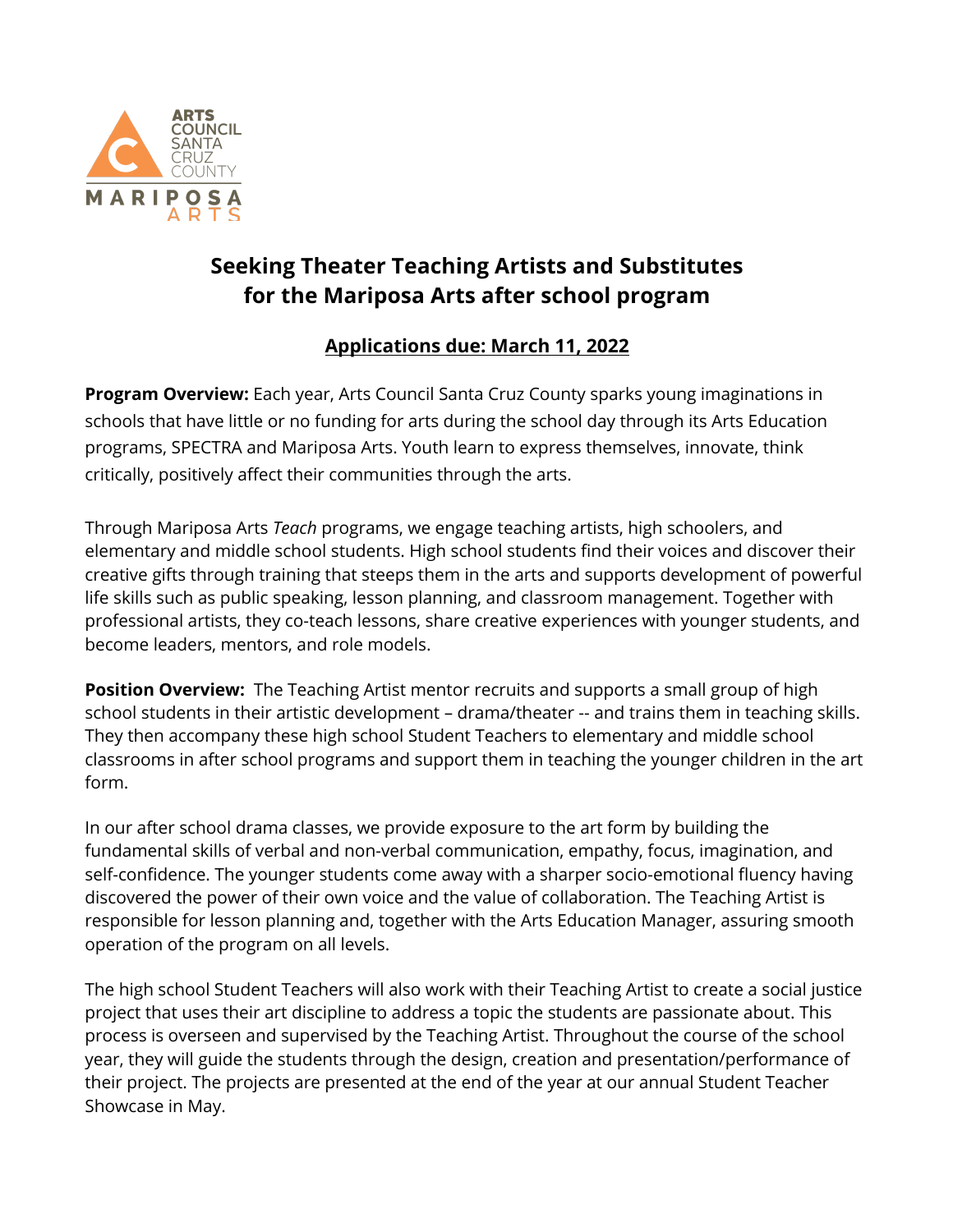# Seeking Theater Teaching Artists and Substitutes for the Mariposa Arts after school program

**Applications due: March 11, 2022**

**Program Overview:** Each year, Arts Council Santa Cruz County sparks young imaginations in schools that have little or no funding for arts during the school day through its Arts Education programs, SPECTRA and Mariposa Arts. Youth learn to express themselves, innovate, think critically, positively affect their communities through the arts.

Through Mariposa Arts *Teach* programs, we engage teaching artists, high schoolers, and elementary and middle school students. High school students find their voices and discover their creative gifts through training that steeps them in the arts and supports development of powerful life skills such as public speaking, lesson planning, and classroom management. Together with professional artists, they co-teach lessons, share creative experiences with younger students, and become leaders, mentors, and role models.

**Position Overview:** The Teaching Artist mentor recruits and supports a small group of high school students in their artistic development – drama/theater -- and trains them in teaching skills. They then accompany these high school Student Teachers to elementary and middle school classrooms in after school programs and support them in teaching the younger children in the art form.

In our after school drama classes, we provide exposure to the art form by building the fundamental skills of verbal and non-verbal communication, empathy, focus, imagination, and self-confidence. The younger students come away with a sharper socio-emotional fluency having discovered the power of their own voice and the value of collaboration. The Teaching Artist is responsible for lesson planning and, together with the Arts Education Manager, assuring smooth operation of the program on all levels.

The high school Student Teachers will also work with their Teaching Artist to create a social justice project that uses their art discipline to address a topic the students are passionate about. This process is overseen and supervised by the Teaching Artist. Throughout the course of the school year, they will guide the students through the design, creation and presentation/performance of their project. The projects are presented at the end of the year at our annual Student Teacher Showcase in May.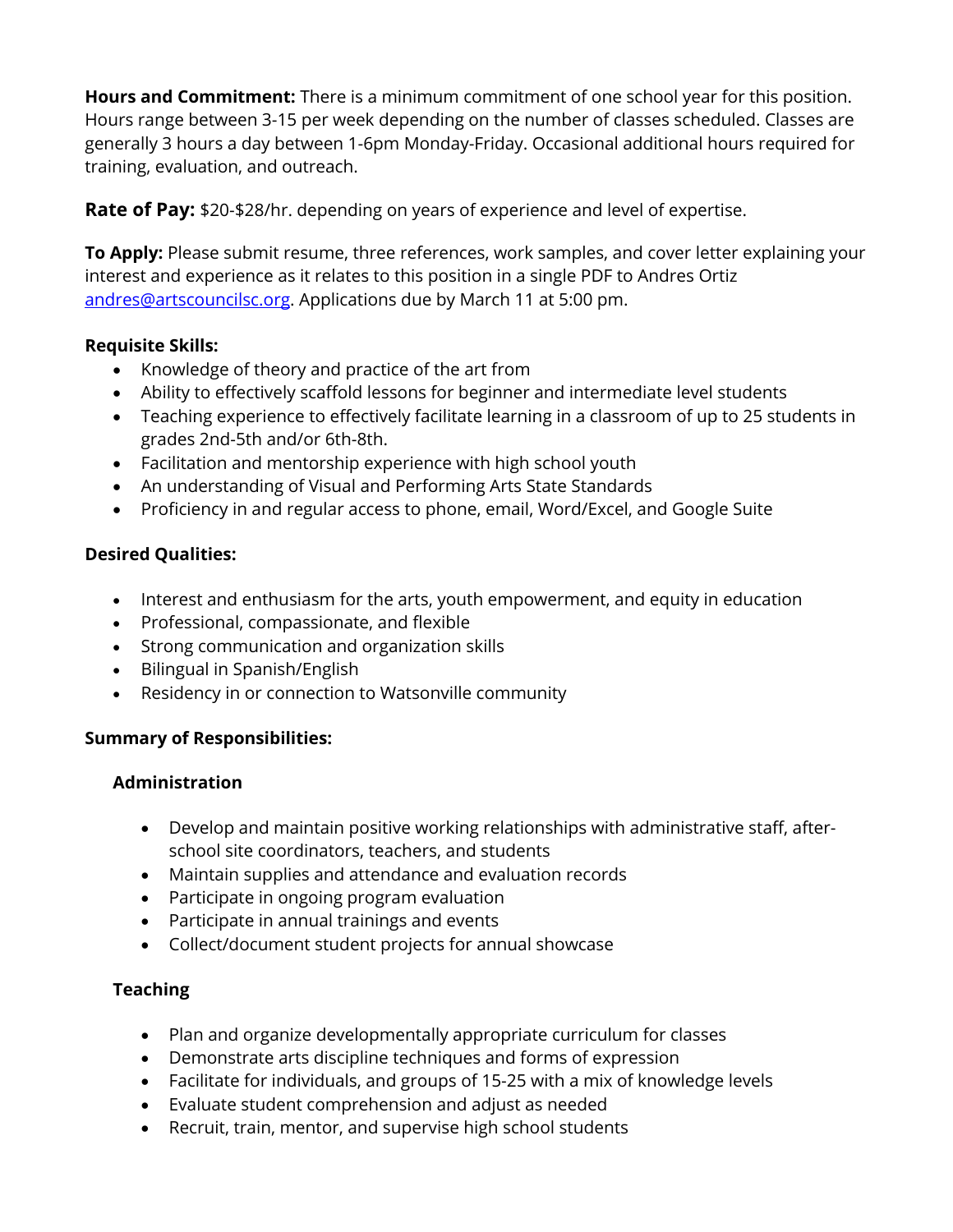**Hours and Commitment:** There is a minimum commitment of one school year for this position. Hours range between 3-15 per week depending on the number of classes scheduled. Classes are generally 3 hours a day between 1-6pm Monday-Friday. Occasional additional hours required for training, evaluation, and outreach.

**Rate of Pay:** $20-$28/hr. depending on years of experience and level of expertise.

**To Apply:** Please submit resume, three references, work samples, and cover letter explaining your interest and experience as it relates to this position in a single PDF to Andres Ortiz andres@artscouncilsc.org. Applications due by March 11 at 5:00 pm.

**Requisite Skills:**

- Knowledge of theory and practice of the art from
- Ability to effectively scaffold lessons for beginner and intermediate level students
- Teaching experience to effectively facilitate learning in a classroom of up to 25 students in grades 2nd-5th and/or 6th-8th.
- Facilitation and mentorship experience with high school youth
- An understanding of Visual and Performing Arts State Standards
- Proficiency in and regular access to phone, email, Word/Excel, and Google Suite

**Desired Qualities:**

- Interest and enthusiasm for the arts, youth empowerment, and equity in education
- Professional, compassionate, and flexible
- Strong communication and organization skills
- Bilingual in Spanish/English
- Residency in or connection to Watsonville community

**Summary of Responsibilities:**

**Administration**

- Develop and maintain positive working relationships with administrative staff, after-school site coordinators, teachers, and students
- Maintain supplies and attendance and evaluation records
- Participate in ongoing program evaluation
- Participate in annual trainings and events
- Collect/document student projects for annual showcase

**Teaching**

- Plan and organize developmentally appropriate curriculum for classes
- Demonstrate arts discipline techniques and forms of expression
- Facilitate for individuals, and groups of 15-25 with a mix of knowledge levels
- Evaluate student comprehension and adjust as needed
- Recruit, train, mentor, and supervise high school students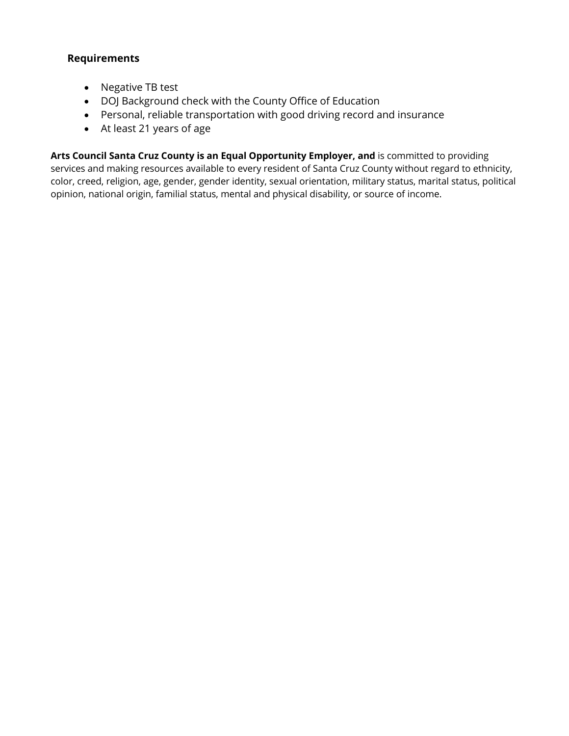### Requirements

- Negative TB test
- DOJ Background check with the County Office of Education
- Personal, reliable transportation with good driving record and insurance
- At least 21 years of age

**Arts Council Santa Cruz County is an Equal Opportunity Employer, and** is committed to providing services and making resources available to every resident of Santa Cruz County without regard to ethnicity, color, creed, religion, age, gender, gender identity, sexual orientation, military status, marital status, political opinion, national origin, familial status, mental and physical disability, or source of income.